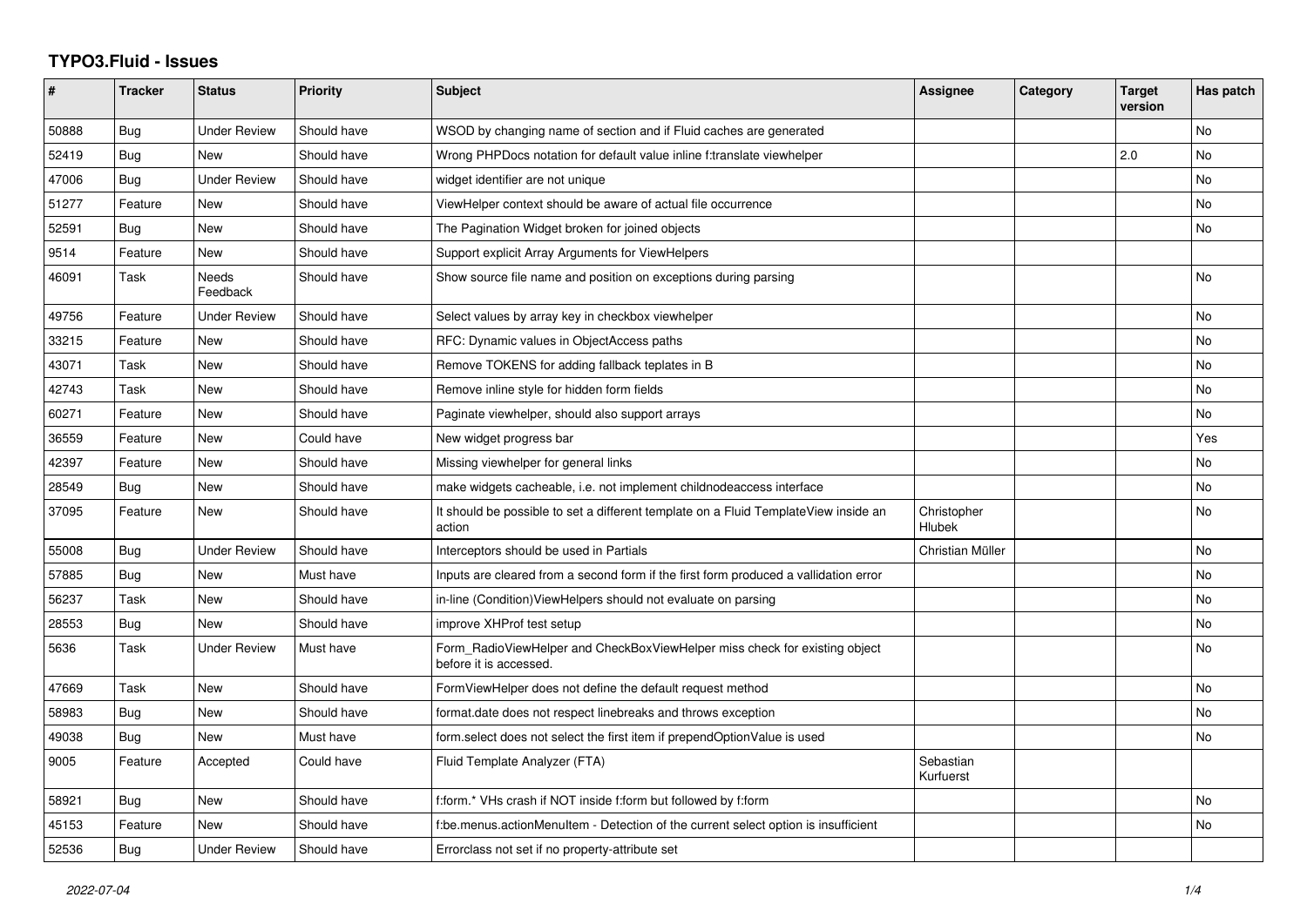# TYPO3.Fluid - Issues

| # | Tracker | Status | Priority | Subject | Assignee | Category | Target version | Has patch |
|---|---|---|---|---|---|---|---|---|
| 50888 | Bug | Under Review | Should have | WSOD by changing name of section and if Fluid caches are generated | | | | No |
| 52419 | Bug | New | Should have | Wrong PHPDocs notation for default value inline f:translate viewhelper | | | 2.0 | No |
| 47006 | Bug | Under Review | Should have | widget identifier are not unique | | | | No |
| 51277 | Feature | New | Should have | ViewHelper context should be aware of actual file occurrence | | | | No |
| 52591 | Bug | New | Should have | The Pagination Widget broken for joined objects | | | | No |
| 9514 | Feature | New | Should have | Support explicit Array Arguments for ViewHelpers | | | | |
| 46091 | Task | Needs Feedback | Should have | Show source file name and position on exceptions during parsing | | | | No |
| 49756 | Feature | Under Review | Should have | Select values by array key in checkbox viewhelper | | | | No |
| 33215 | Feature | New | Should have | RFC: Dynamic values in ObjectAccess paths | | | | No |
| 43071 | Task | New | Should have | Remove TOKENS for adding fallback teplates in B | | | | No |
| 42743 | Task | New | Should have | Remove inline style for hidden form fields | | | | No |
| 60271 | Feature | New | Should have | Paginate viewhelper, should also support arrays | | | | No |
| 36559 | Feature | New | Could have | New widget progress bar | | | | Yes |
| 42397 | Feature | New | Should have | Missing viewhelper for general links | | | | No |
| 28549 | Bug | New | Should have | make widgets cacheable, i.e. not implement childnodeaccess interface | | | | No |
| 37095 | Feature | New | Should have | It should be possible to set a different template on a Fluid TemplateView inside an action | Christopher Hlubek | | | No |
| 55008 | Bug | Under Review | Should have | Interceptors should be used in Partials | Christian Müller | | | No |
| 57885 | Bug | New | Must have | Inputs are cleared from a second form if the first form produced a vallidation error | | | | No |
| 56237 | Task | New | Should have | in-line (Condition)ViewHelpers should not evaluate on parsing | | | | No |
| 28553 | Bug | New | Should have | improve XHProf test setup | | | | No |
| 5636 | Task | Under Review | Must have | Form_RadioViewHelper and CheckBoxViewHelper miss check for existing object before it is accessed. | | | | No |
| 47669 | Task | New | Should have | FormViewHelper does not define the default request method | | | | No |
| 58983 | Bug | New | Should have | format.date does not respect linebreaks and throws exception | | | | No |
| 49038 | Bug | New | Must have | form.select does not select the first item if prependOptionValue is used | | | | No |
| 9005 | Feature | Accepted | Could have | Fluid Template Analyzer (FTA) | Sebastian Kurfuerst | | | |
| 58921 | Bug | New | Should have | f:form.* VHs crash if NOT inside f:form but followed by f:form | | | | No |
| 45153 | Feature | New | Should have | f:be.menus.actionMenuItem - Detection of the current select option is insufficient | | | | No |
| 52536 | Bug | Under Review | Should have | Errorclass not set if no property-attribute set | | | | |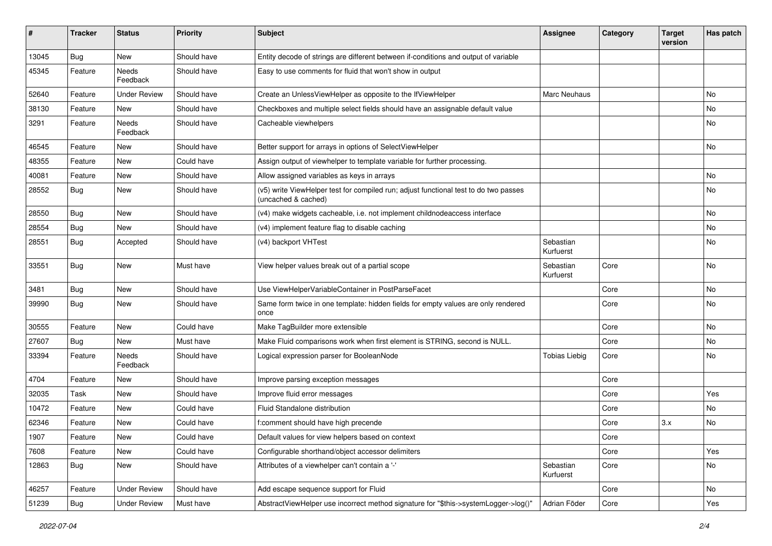| # | Tracker | Status | Priority | Subject | Assignee | Category | Target version | Has patch |
|---|---|---|---|---|---|---|---|---|
| 13045 | Bug | New | Should have | Entity decode of strings are different between if-conditions and output of variable | | | | |
| 45345 | Feature | Needs Feedback | Should have | Easy to use comments for fluid that won't show in output | | | | |
| 52640 | Feature | Under Review | Should have | Create an UnlessViewHelper as opposite to the IfViewHelper | Marc Neuhaus | | | No |
| 38130 | Feature | New | Should have | Checkboxes and multiple select fields should have an assignable default value | | | | No |
| 3291 | Feature | Needs Feedback | Should have | Cacheable viewhelpers | | | | No |
| 46545 | Feature | New | Should have | Better support for arrays in options of SelectViewHelper | | | | No |
| 48355 | Feature | New | Could have | Assign output of viewhelper to template variable for further processing. | | | | |
| 40081 | Feature | New | Should have | Allow assigned variables as keys in arrays | | | | No |
| 28552 | Bug | New | Should have | (v5) write ViewHelper test for compiled run; adjust functional test to do two passes (uncached & cached) | | | | No |
| 28550 | Bug | New | Should have | (v4) make widgets cacheable, i.e. not implement childnodeaccess interface | | | | No |
| 28554 | Bug | New | Should have | (v4) implement feature flag to disable caching | | | | No |
| 28551 | Bug | Accepted | Should have | (v4) backport VHTest | Sebastian Kurfuerst | | | No |
| 33551 | Bug | New | Must have | View helper values break out of a partial scope | Sebastian Kurfuerst | Core | | No |
| 3481 | Bug | New | Should have | Use ViewHelperVariableContainer in PostParseFacet | | Core | | No |
| 39990 | Bug | New | Should have | Same form twice in one template: hidden fields for empty values are only rendered once | | Core | | No |
| 30555 | Feature | New | Could have | Make TagBuilder more extensible | | Core | | No |
| 27607 | Bug | New | Must have | Make Fluid comparisons work when first element is STRING, second is NULL. | | Core | | No |
| 33394 | Feature | Needs Feedback | Should have | Logical expression parser for BooleanNode | Tobias Liebig | Core | | No |
| 4704 | Feature | New | Should have | Improve parsing exception messages | | Core | | |
| 32035 | Task | New | Should have | Improve fluid error messages | | Core | | Yes |
| 10472 | Feature | New | Could have | Fluid Standalone distribution | | Core | | No |
| 62346 | Feature | New | Could have | f:comment should have high precende | | Core | 3.x | No |
| 1907 | Feature | New | Could have | Default values for view helpers based on context | | Core | | |
| 7608 | Feature | New | Could have | Configurable shorthand/object accessor delimiters | | Core | | Yes |
| 12863 | Bug | New | Should have | Attributes of a viewhelper can't contain a '-' | Sebastian Kurfuerst | Core | | No |
| 46257 | Feature | Under Review | Should have | Add escape sequence support for Fluid | | Core | | No |
| 51239 | Bug | Under Review | Must have | AbstractViewHelper use incorrect method signature for "$this->systemLogger->log()" | Adrian Föder | Core | | Yes |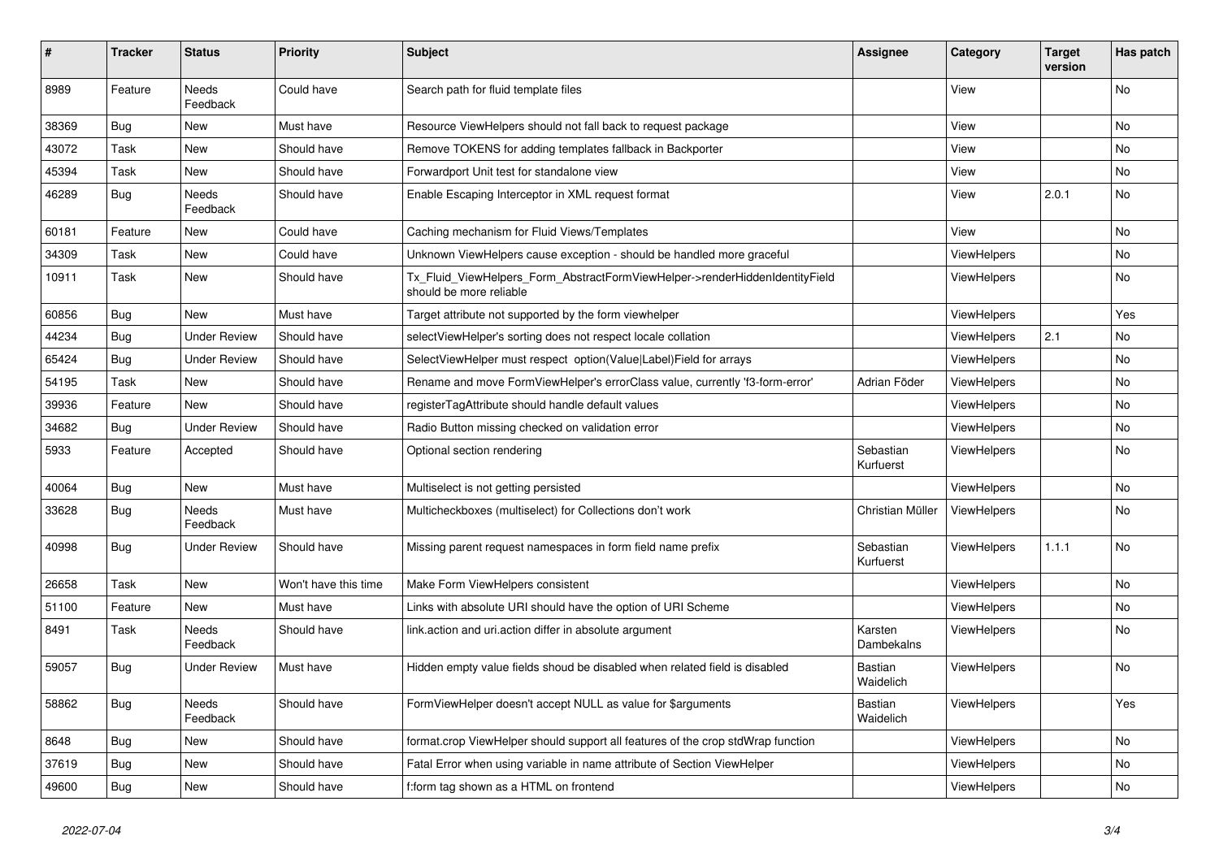| # | Tracker | Status | Priority | Subject | Assignee | Category | Target version | Has patch |
|---|---|---|---|---|---|---|---|---|
| 8989 | Feature | Needs Feedback | Could have | Search path for fluid template files | | View | | No |
| 38369 | Bug | New | Must have | Resource ViewHelpers should not fall back to request package | | View | | No |
| 43072 | Task | New | Should have | Remove TOKENS for adding templates fallback in Backporter | | View | | No |
| 45394 | Task | New | Should have | Forwardport Unit test for standalone view | | View | | No |
| 46289 | Bug | Needs Feedback | Should have | Enable Escaping Interceptor in XML request format | | View | 2.0.1 | No |
| 60181 | Feature | New | Could have | Caching mechanism for Fluid Views/Templates | | View | | No |
| 34309 | Task | New | Could have | Unknown ViewHelpers cause exception - should be handled more graceful | | ViewHelpers | | No |
| 10911 | Task | New | Should have | Tx_Fluid_ViewHelpers_Form_AbstractFormViewHelper->renderHiddenIdentityField should be more reliable | | ViewHelpers | | No |
| 60856 | Bug | New | Must have | Target attribute not supported by the form viewhelper | | ViewHelpers | | Yes |
| 44234 | Bug | Under Review | Should have | selectViewHelper's sorting does not respect locale collation | | ViewHelpers | 2.1 | No |
| 65424 | Bug | Under Review | Should have | SelectViewHelper must respect option(Value\|Label)Field for arrays | | ViewHelpers | | No |
| 54195 | Task | New | Should have | Rename and move FormViewHelper's errorClass value, currently 'f3-form-error' | Adrian Föder | ViewHelpers | | No |
| 39936 | Feature | New | Should have | registerTagAttribute should handle default values | | ViewHelpers | | No |
| 34682 | Bug | Under Review | Should have | Radio Button missing checked on validation error | | ViewHelpers | | No |
| 5933 | Feature | Accepted | Should have | Optional section rendering | Sebastian Kurfuerst | ViewHelpers | | No |
| 40064 | Bug | New | Must have | Multiselect is not getting persisted | | ViewHelpers | | No |
| 33628 | Bug | Needs Feedback | Must have | Multicheckboxes (multiselect) for Collections don't work | Christian Müller | ViewHelpers | | No |
| 40998 | Bug | Under Review | Should have | Missing parent request namespaces in form field name prefix | Sebastian Kurfuerst | ViewHelpers | 1.1.1 | No |
| 26658 | Task | New | Won't have this time | Make Form ViewHelpers consistent | | ViewHelpers | | No |
| 51100 | Feature | New | Must have | Links with absolute URI should have the option of URI Scheme | | ViewHelpers | | No |
| 8491 | Task | Needs Feedback | Should have | link.action and uri.action differ in absolute argument | Karsten Dambekalns | ViewHelpers | | No |
| 59057 | Bug | Under Review | Must have | Hidden empty value fields shoud be disabled when related field is disabled | Bastian Waidelich | ViewHelpers | | No |
| 58862 | Bug | Needs Feedback | Should have | FormViewHelper doesn't accept NULL as value for $arguments | Bastian Waidelich | ViewHelpers | | Yes |
| 8648 | Bug | New | Should have | format.crop ViewHelper should support all features of the crop stdWrap function | | ViewHelpers | | No |
| 37619 | Bug | New | Should have | Fatal Error when using variable in name attribute of Section ViewHelper | | ViewHelpers | | No |
| 49600 | Bug | New | Should have | f:form tag shown as a HTML on frontend | | ViewHelpers | | No |

*2022-07-04*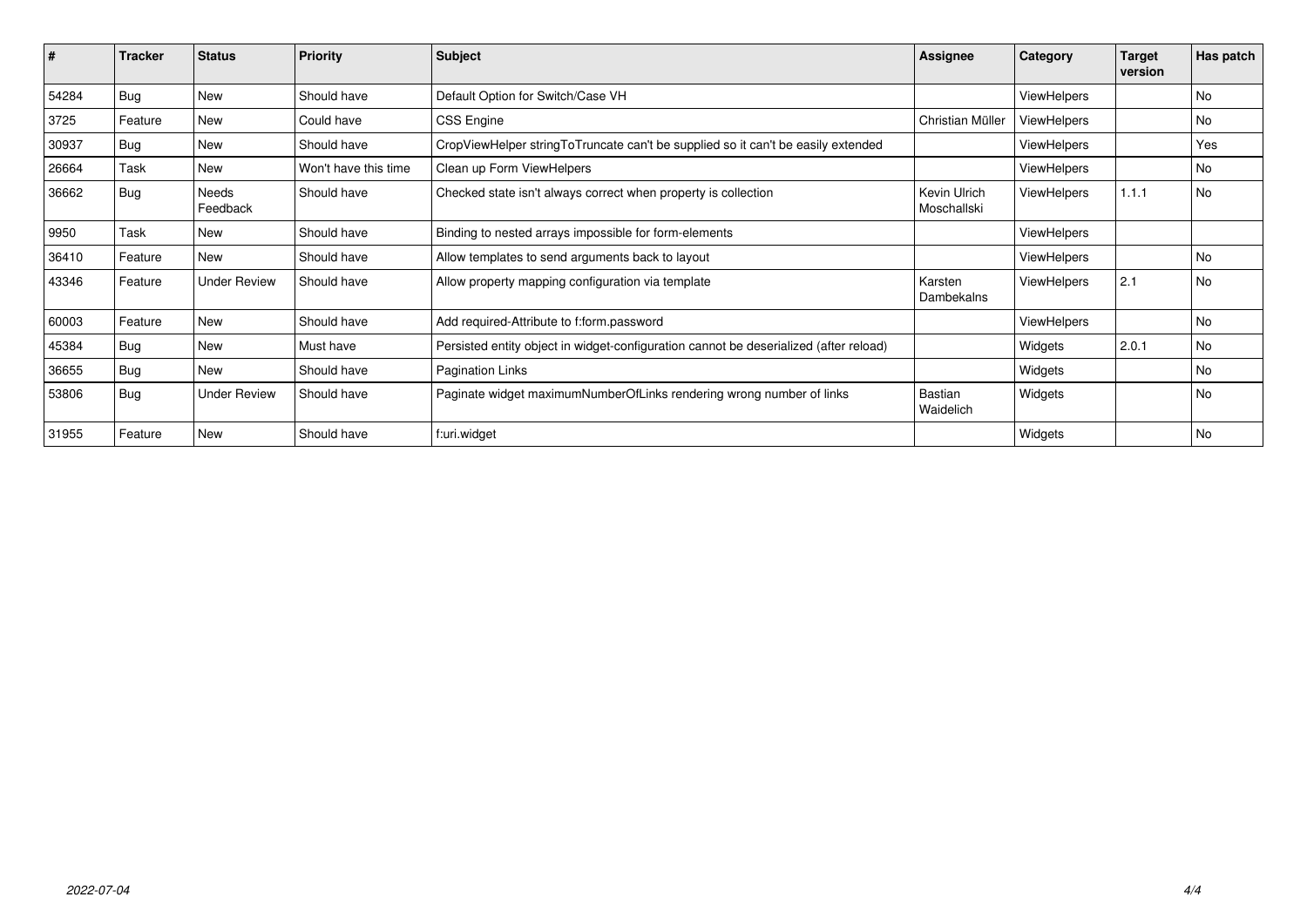| # | Tracker | Status | Priority | Subject | Assignee | Category | Target version | Has patch |
|---|---|---|---|---|---|---|---|---|
| 54284 | Bug | New | Should have | Default Option for Switch/Case VH | | ViewHelpers | | No |
| 3725 | Feature | New | Could have | CSS Engine | Christian Müller | ViewHelpers | | No |
| 30937 | Bug | New | Should have | CropViewHelper stringToTruncate can't be supplied so it can't be easily extended | | ViewHelpers | | Yes |
| 26664 | Task | New | Won't have this time | Clean up Form ViewHelpers | | ViewHelpers | | No |
| 36662 | Bug | Needs Feedback | Should have | Checked state isn't always correct when property is collection | Kevin Ulrich Moschallski | ViewHelpers | 1.1.1 | No |
| 9950 | Task | New | Should have | Binding to nested arrays impossible for form-elements | | ViewHelpers | | |
| 36410 | Feature | New | Should have | Allow templates to send arguments back to layout | | ViewHelpers | | No |
| 43346 | Feature | Under Review | Should have | Allow property mapping configuration via template | Karsten Dambekalns | ViewHelpers | 2.1 | No |
| 60003 | Feature | New | Should have | Add required-Attribute to f:form.password | | ViewHelpers | | No |
| 45384 | Bug | New | Must have | Persisted entity object in widget-configuration cannot be deserialized (after reload) | | Widgets | 2.0.1 | No |
| 36655 | Bug | New | Should have | Pagination Links | | Widgets | | No |
| 53806 | Bug | Under Review | Should have | Paginate widget maximumNumberOfLinks rendering wrong number of links | Bastian Waidelich | Widgets | | No |
| 31955 | Feature | New | Should have | f:uri.widget | | Widgets | | No |

*2022-07-04*